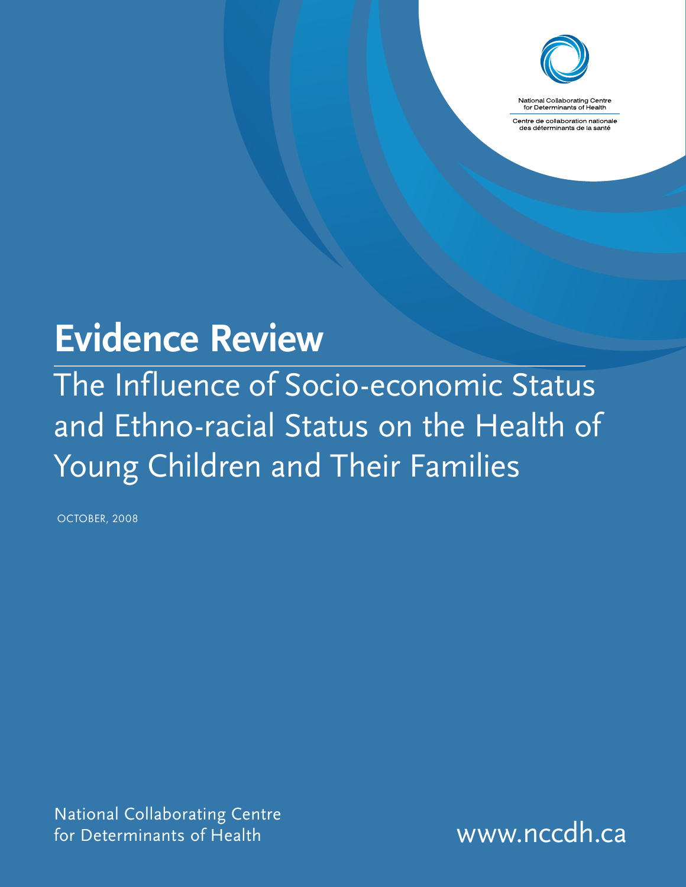National Collaborating Centre for Determinants of Health

Centre de collaboration nationale des déterminants de la santé

# Evidence Review

## The Influence of Socio-economic Status and Ethno-racial Status on the Health of Young Children and Their Families

OCTOBER, 2008

National Collaborating Centre for Determinants of Health

www.nccdh.ca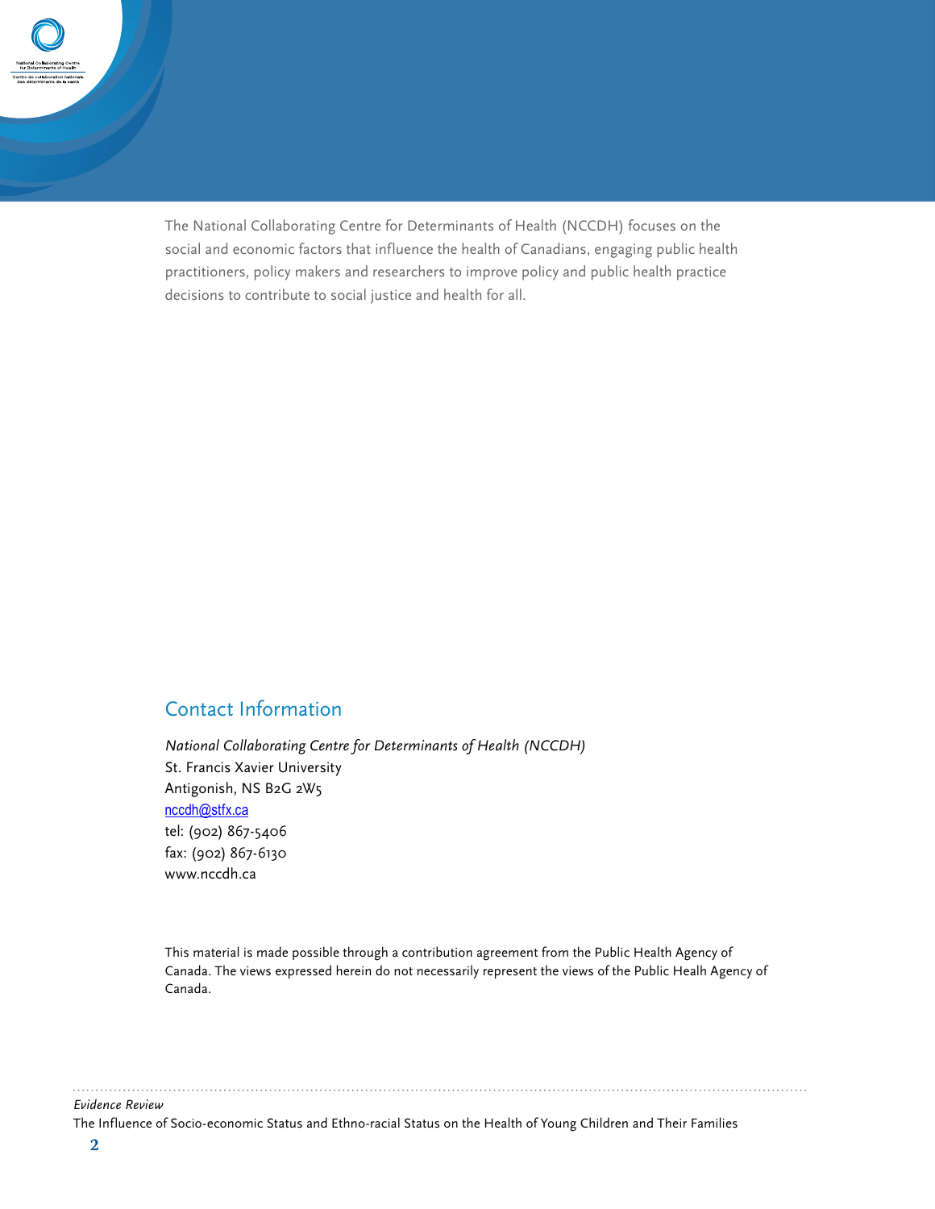The National Collaborating Centre for Determinants of Health (NCCDH) focuses on the social and economic factors that influence the health of Canadians, engaging public health practitioners, policy makers and researchers to improve policy and public health practice decisions to contribute to social justice and health for all.

## Contact Information

*National Collaborating Centre for Determinants of Health (NCCDH)*
St. Francis Xavier University
Antigonish, NS B2G 2W5
nccdh@stfx.ca
tel: (902) 867-5406
fax: (902) 867-6130
www.nccdh.ca

This material is made possible through a contribution agreement from the Public Health Agency of Canada. The views expressed herein do not necessarily represent the views of the Public Healh Agency of Canada.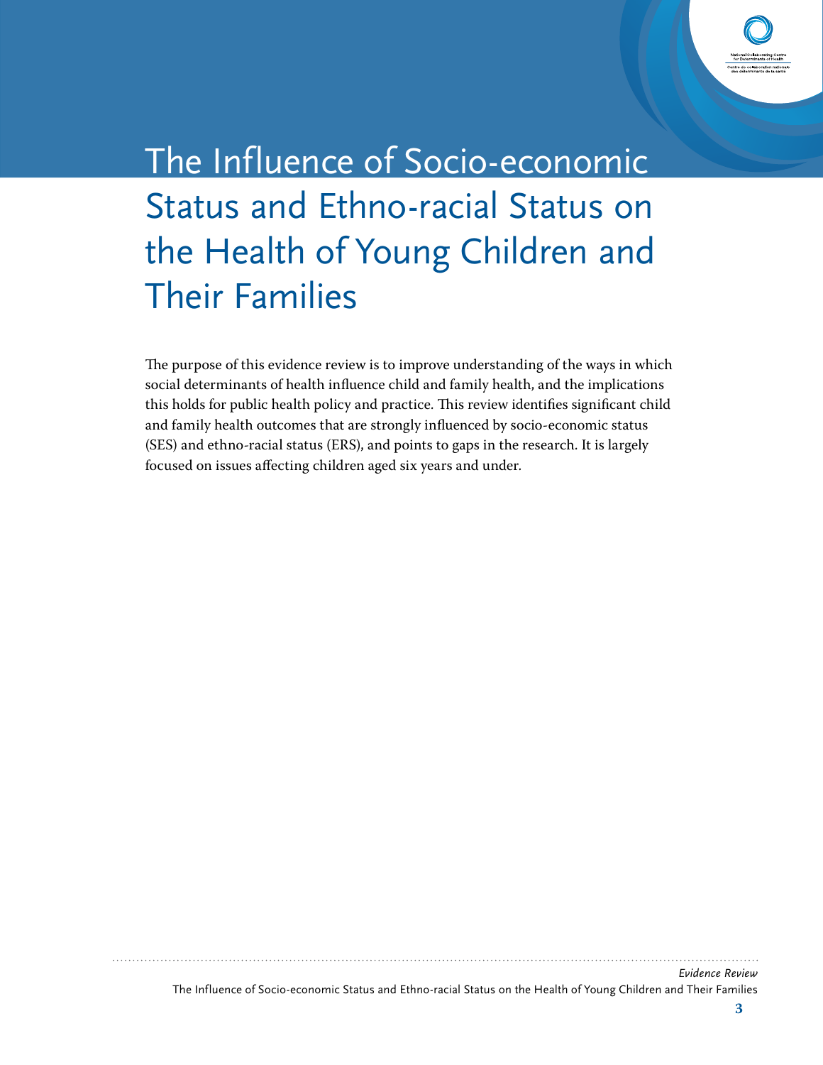# The Influence of Socio-economic Status and Ethno-racial Status on the Health of Young Children and Their Families

The purpose of this evidence review is to improve understanding of the ways in which social determinants of health influence child and family health, and the implications this holds for public health policy and practice. This review identifies significant child and family health outcomes that are strongly influenced by socio-economic status (SES) and ethno-racial status (ERS), and points to gaps in the research. It is largely focused on issues affecting children aged six years and under.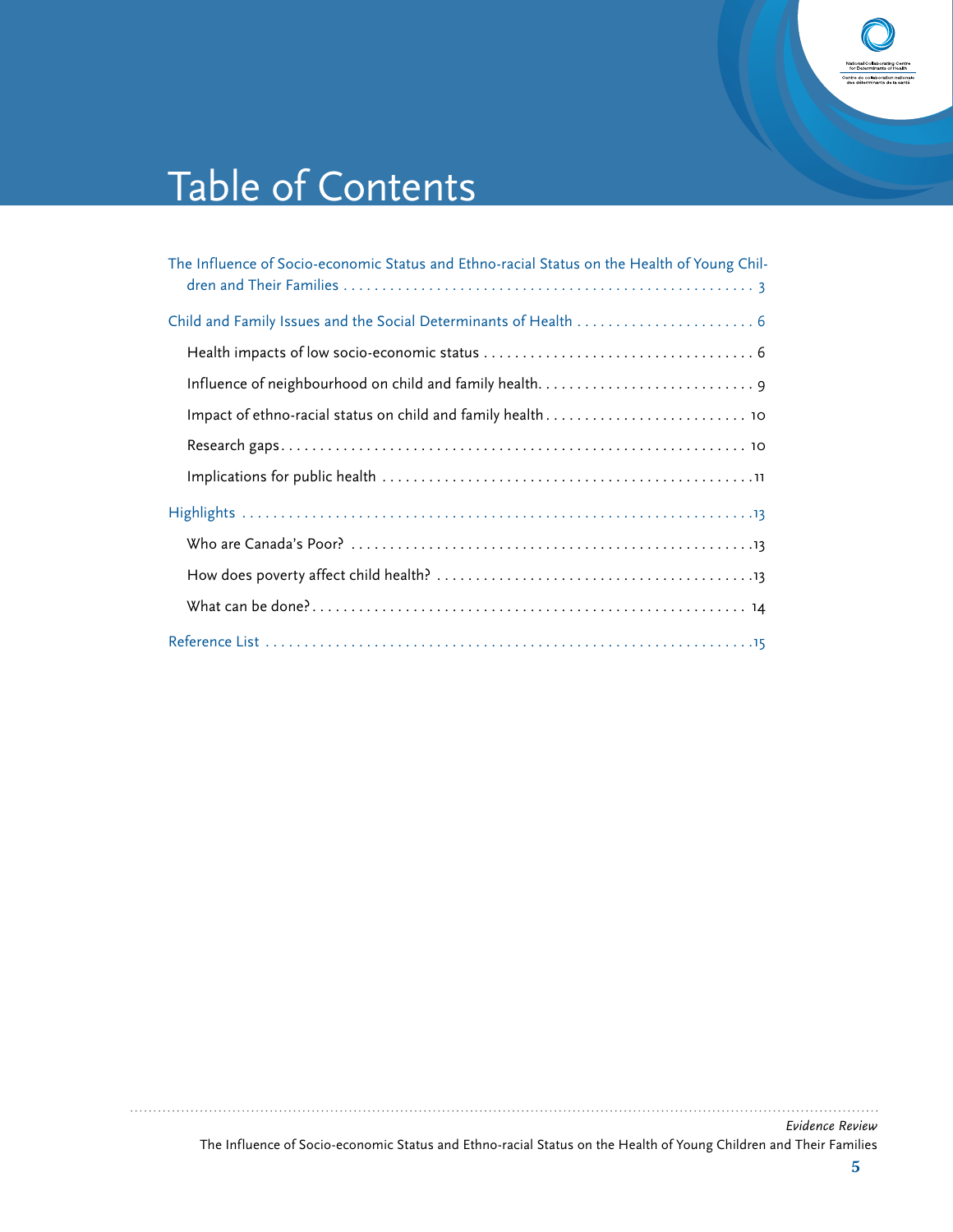# Table of Contents

The Influence of Socio-economic Status and Ethno-racial Status on the Health of Young Children and Their Families . . . . . . . . . . 3

Child and Family Issues and the Social Determinants of Health . . . . . . . . . . 6

- Health impacts of low socio-economic status . . . . . . . . . . 6
- Influence of neighbourhood on child and family health . . . . . . . . . . 9
- Impact of ethno-racial status on child and family health . . . . . . . . . . 10
- Research gaps . . . . . . . . . . 10
- Implications for public health . . . . . . . . . . 11

Highlights . . . . . . . . . . 13

- Who are Canada's Poor? . . . . . . . . . . 13
- How does poverty affect child health? . . . . . . . . . . 13
- What can be done? . . . . . . . . . . 14

Reference List . . . . . . . . . . 15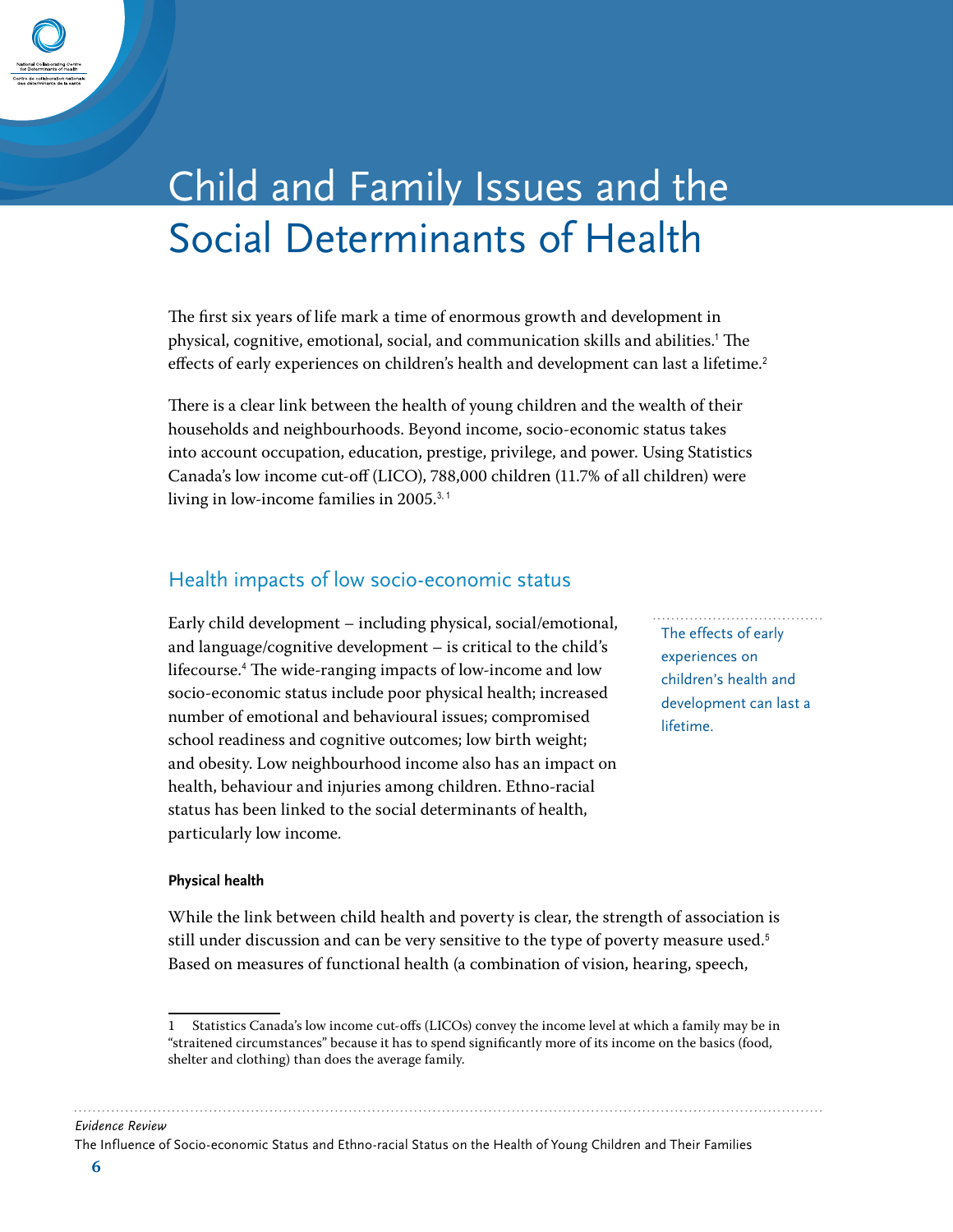# Child and Family Issues and the Social Determinants of Health

The first six years of life mark a time of enormous growth and development in physical, cognitive, emotional, social, and communication skills and abilities.[1] The effects of early experiences on children's health and development can last a lifetime.[2]

There is a clear link between the health of young children and the wealth of their households and neighbourhoods. Beyond income, socio-economic status takes into account occupation, education, prestige, privilege, and power. Using Statistics Canada's low income cut-off (LICO), 788,000 children (11.7% of all children) were living in low-income families in 2005.[3, 1]

## Health impacts of low socio-economic status

Early child development – including physical, social/emotional, and language/cognitive development – is critical to the child's lifecourse.[4] The wide-ranging impacts of low-income and low socio-economic status include poor physical health; increased number of emotional and behavioural issues; compromised school readiness and cognitive outcomes; low birth weight; and obesity. Low neighbourhood income also has an impact on health, behaviour and injuries among children. Ethno-racial status has been linked to the social determinants of health, particularly low income.

> The effects of early experiences on children's health and development can last a lifetime.

#### Physical health

While the link between child health and poverty is clear, the strength of association is still under discussion and can be very sensitive to the type of poverty measure used.[5] Based on measures of functional health (a combination of vision, hearing, speech,

1 Statistics Canada's low income cut-offs (LICOs) convey the income level at which a family may be in "straitened circumstances" because it has to spend significantly more of its income on the basics (food, shelter and clothing) than does the average family.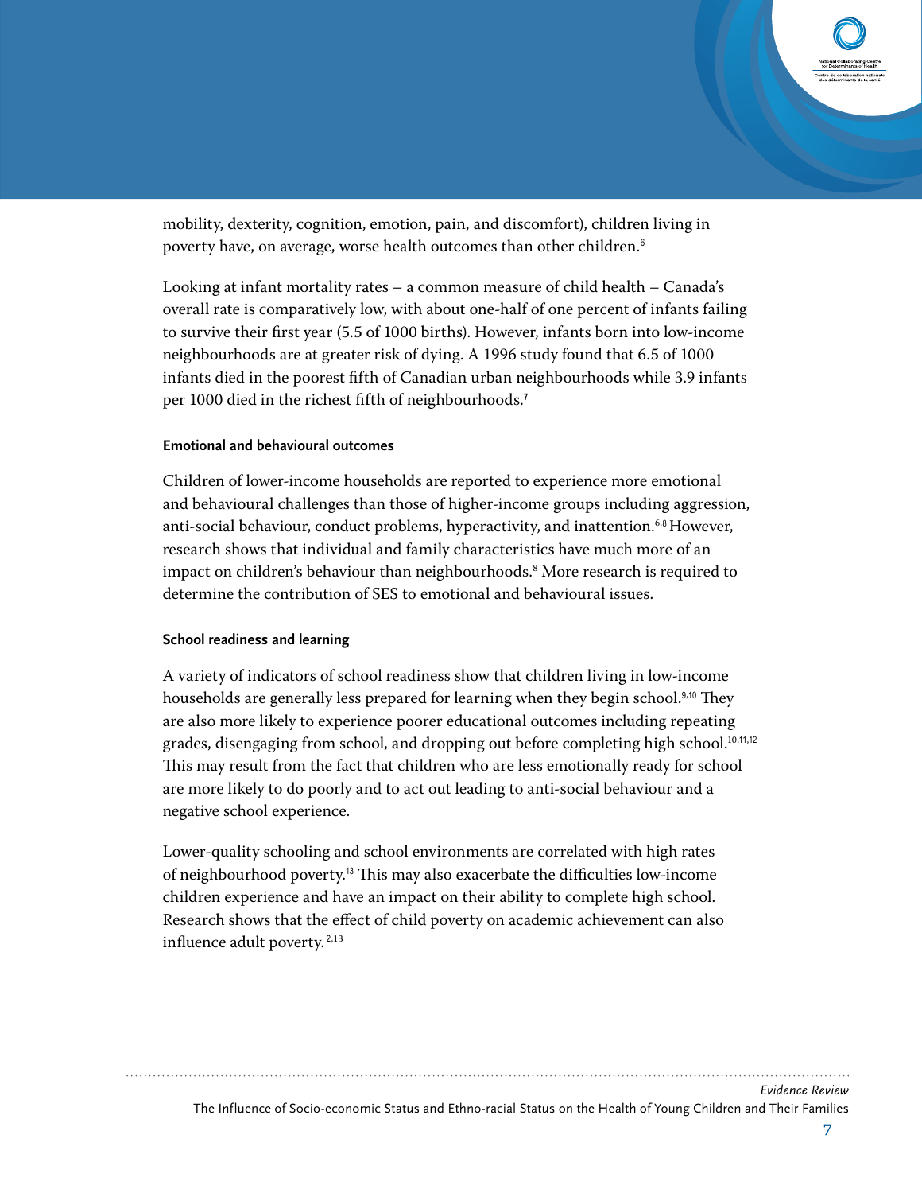mobility, dexterity, cognition, emotion, pain, and discomfort), children living in poverty have, on average, worse health outcomes than other children.[6]

Looking at infant mortality rates – a common measure of child health – Canada's overall rate is comparatively low, with about one-half of one percent of infants failing to survive their first year (5.5 of 1000 births). However, infants born into low-income neighbourhoods are at greater risk of dying. A 1996 study found that 6.5 of 1000 infants died in the poorest fifth of Canadian urban neighbourhoods while 3.9 infants per 1000 died in the richest fifth of neighbourhoods.[7]

#### Emotional and behavioural outcomes

Children of lower-income households are reported to experience more emotional and behavioural challenges than those of higher-income groups including aggression, anti-social behaviour, conduct problems, hyperactivity, and inattention.[6,8] However, research shows that individual and family characteristics have much more of an impact on children's behaviour than neighbourhoods.[8] More research is required to determine the contribution of SES to emotional and behavioural issues.

#### School readiness and learning

A variety of indicators of school readiness show that children living in low-income households are generally less prepared for learning when they begin school.[9,10] They are also more likely to experience poorer educational outcomes including repeating grades, disengaging from school, and dropping out before completing high school.[10,11,12] This may result from the fact that children who are less emotionally ready for school are more likely to do poorly and to act out leading to anti-social behaviour and a negative school experience.

Lower-quality schooling and school environments are correlated with high rates of neighbourhood poverty.[13] This may also exacerbate the difficulties low-income children experience and have an impact on their ability to complete high school. Research shows that the effect of child poverty on academic achievement can also influence adult poverty.[2,13]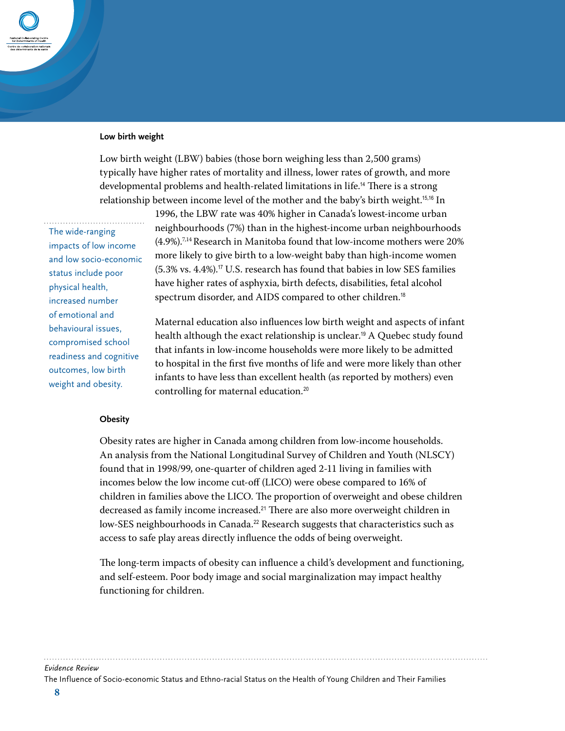### Low birth weight

Low birth weight (LBW) babies (those born weighing less than 2,500 grams) typically have higher rates of mortality and illness, lower rates of growth, and more developmental problems and health-related limitations in life.[14] There is a strong relationship between income level of the mother and the baby's birth weight.[15,16] In 1996, the LBW rate was 40% higher in Canada's lowest-income urban neighbourhoods (7%) than in the highest-income urban neighbourhoods (4.9%).[7,14] Research in Manitoba found that low-income mothers were 20% more likely to give birth to a low-weight baby than high-income women (5.3% vs. 4.4%).[17] U.S. research has found that babies in low SES families have higher rates of asphyxia, birth defects, disabilities, fetal alcohol spectrum disorder, and AIDS compared to other children.[18]

> The wide-ranging impacts of low income and low socio-economic status include poor physical health, increased number of emotional and behavioural issues, compromised school readiness and cognitive outcomes, low birth weight and obesity.

Maternal education also influences low birth weight and aspects of infant health although the exact relationship is unclear.[19] A Quebec study found that infants in low-income households were more likely to be admitted to hospital in the first five months of life and were more likely than other infants to have less than excellent health (as reported by mothers) even controlling for maternal education.[20]

### Obesity

Obesity rates are higher in Canada among children from low-income households. An analysis from the National Longitudinal Survey of Children and Youth (NLSCY) found that in 1998/99, one-quarter of children aged 2-11 living in families with incomes below the low income cut-off (LICO) were obese compared to 16% of children in families above the LICO. The proportion of overweight and obese children decreased as family income increased.[21] There are also more overweight children in low-SES neighbourhoods in Canada.[22] Research suggests that characteristics such as access to safe play areas directly influence the odds of being overweight.

The long-term impacts of obesity can influence a child's development and functioning, and self-esteem. Poor body image and social marginalization may impact healthy functioning for children.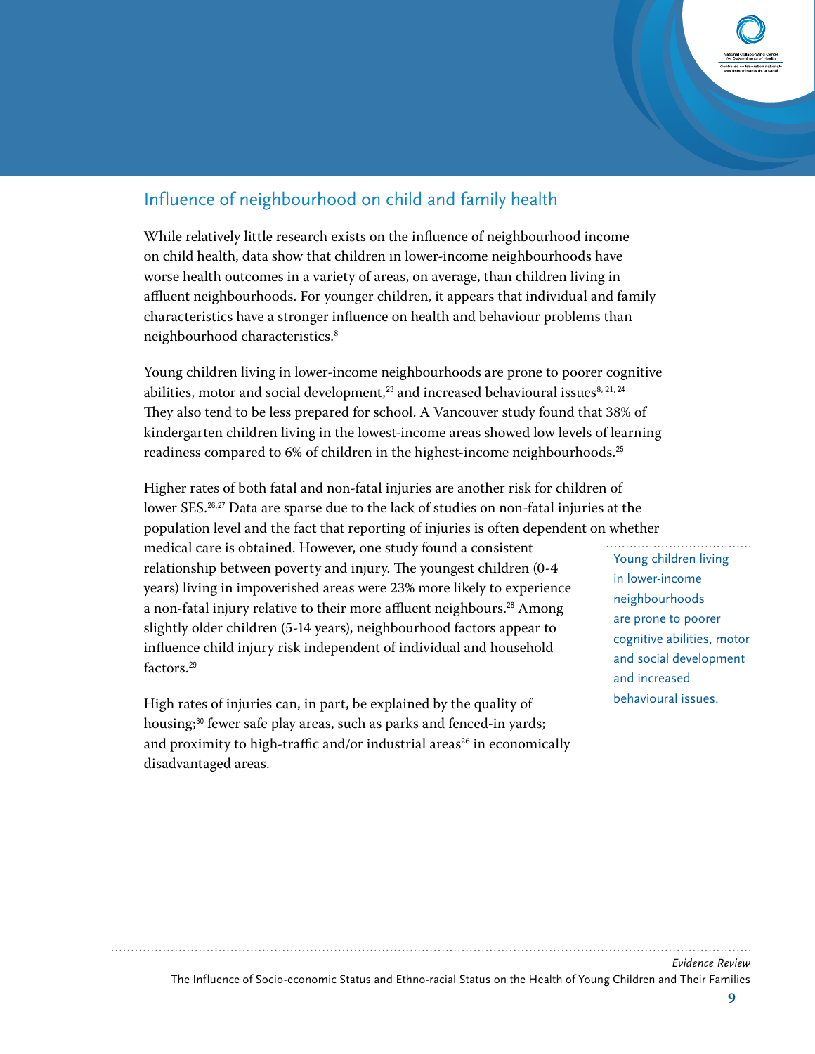## Influence of neighbourhood on child and family health

While relatively little research exists on the influence of neighbourhood income on child health, data show that children in lower-income neighbourhoods have worse health outcomes in a variety of areas, on average, than children living in affluent neighbourhoods. For younger children, it appears that individual and family characteristics have a stronger influence on health and behaviour problems than neighbourhood characteristics.[8]

Young children living in lower-income neighbourhoods are prone to poorer cognitive abilities, motor and social development,[23] and increased behavioural issues[8, 21, 24] They also tend to be less prepared for school. A Vancouver study found that 38% of kindergarten children living in the lowest-income areas showed low levels of learning readiness compared to 6% of children in the highest-income neighbourhoods.[25]

Higher rates of both fatal and non-fatal injuries are another risk for children of lower SES.[26,27] Data are sparse due to the lack of studies on non-fatal injuries at the population level and the fact that reporting of injuries is often dependent on whether medical care is obtained. However, one study found a consistent relationship between poverty and injury. The youngest children (0-4 years) living in impoverished areas were 23% more likely to experience a non-fatal injury relative to their more affluent neighbours.[28] Among slightly older children (5-14 years), neighbourhood factors appear to influence child injury risk independent of individual and household factors.[29]

> Young children living in lower-income neighbourhoods are prone to poorer cognitive abilities, motor and social development and increased behavioural issues.

High rates of injuries can, in part, be explained by the quality of housing;[30] fewer safe play areas, such as parks and fenced-in yards; and proximity to high-traffic and/or industrial areas[26] in economically disadvantaged areas.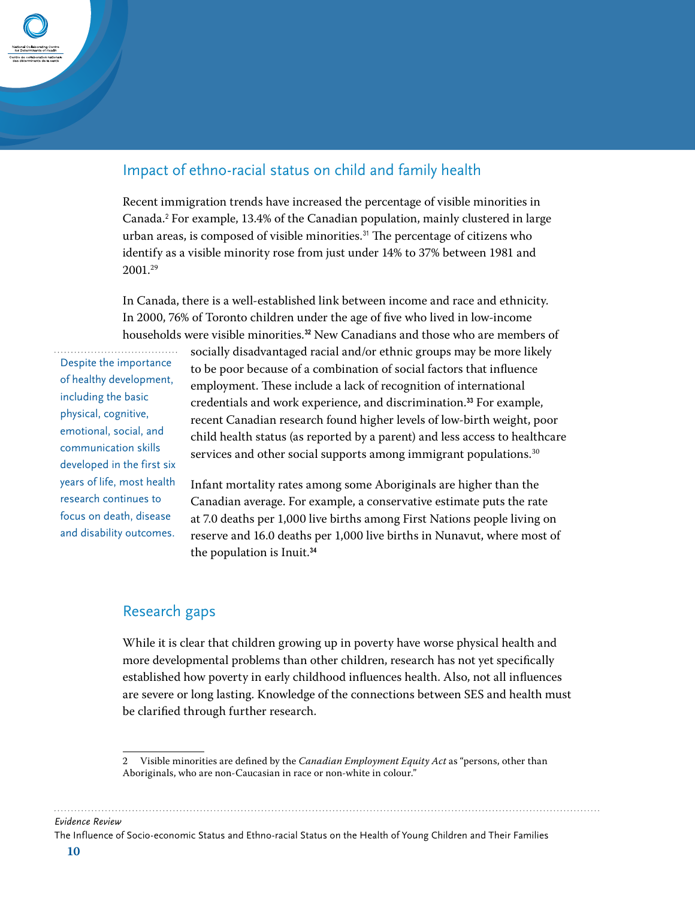## Impact of ethno-racial status on child and family health

Recent immigration trends have increased the percentage of visible minorities in Canada.[2] For example, 13.4% of the Canadian population, mainly clustered in large urban areas, is composed of visible minorities.[31] The percentage of citizens who identify as a visible minority rose from just under 14% to 37% between 1981 and 2001.[29]

In Canada, there is a well-established link between income and race and ethnicity. In 2000, 76% of Toronto children under the age of five who lived in low-income households were visible minorities.[32] New Canadians and those who are members of socially disadvantaged racial and/or ethnic groups may be more likely to be poor because of a combination of social factors that influence employment. These include a lack of recognition of international credentials and work experience, and discrimination.[33] For example, recent Canadian research found higher levels of low-birth weight, poor child health status (as reported by a parent) and less access to healthcare services and other social supports among immigrant populations.[30]

Despite the importance of healthy development, including the basic physical, cognitive, emotional, social, and communication skills developed in the first six years of life, most health research continues to focus on death, disease and disability outcomes.

Infant mortality rates among some Aboriginals are higher than the Canadian average. For example, a conservative estimate puts the rate at 7.0 deaths per 1,000 live births among First Nations people living on reserve and 16.0 deaths per 1,000 live births in Nunavut, where most of the population is Inuit.[34]

## Research gaps

While it is clear that children growing up in poverty have worse physical health and more developmental problems than other children, research has not yet specifically established how poverty in early childhood influences health. Also, not all influences are severe or long lasting. Knowledge of the connections between SES and health must be clarified through further research.

---

2 Visible minorities are defined by the *Canadian Employment Equity Act* as "persons, other than Aboriginals, who are non-Caucasian in race or non-white in colour."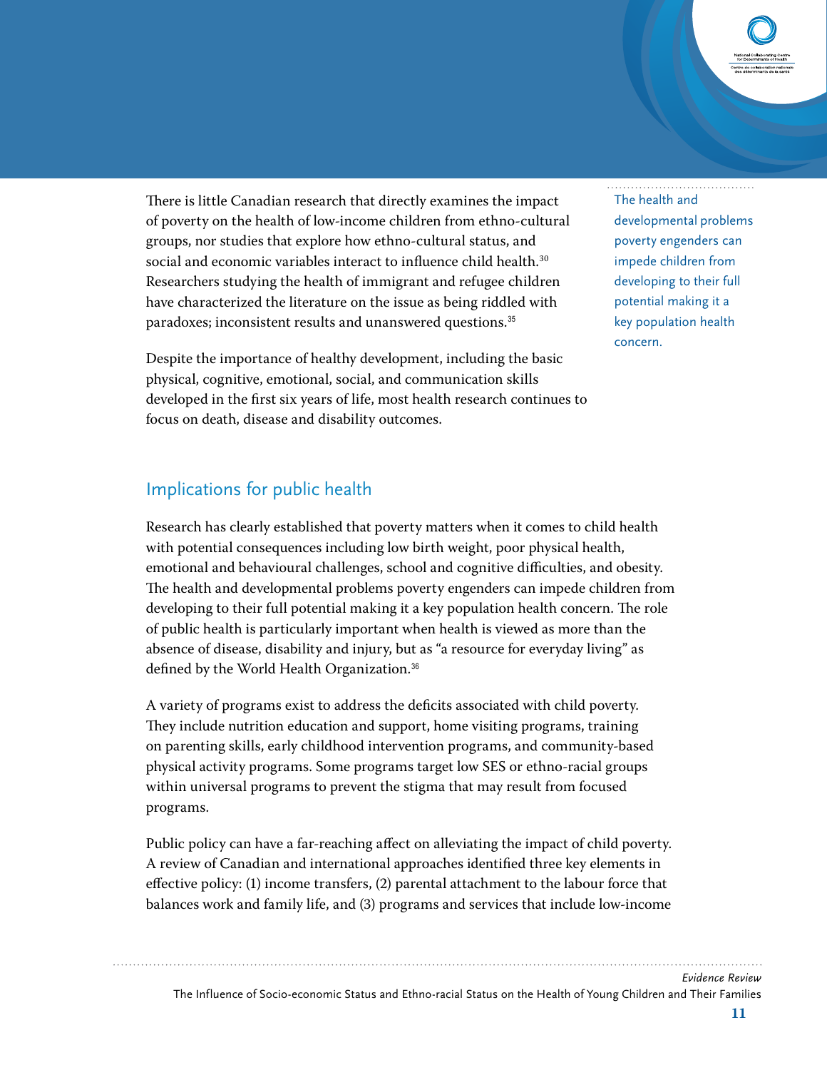There is little Canadian research that directly examines the impact of poverty on the health of low-income children from ethno-cultural groups, nor studies that explore how ethno-cultural status, and social and economic variables interact to influence child health.[30] Researchers studying the health of immigrant and refugee children have characterized the literature on the issue as being riddled with paradoxes; inconsistent results and unanswered questions.[35]

Despite the importance of healthy development, including the basic physical, cognitive, emotional, social, and communication skills developed in the first six years of life, most health research continues to focus on death, disease and disability outcomes.

> The health and developmental problems poverty engenders can impede children from developing to their full potential making it a key population health concern.

## Implications for public health

Research has clearly established that poverty matters when it comes to child health with potential consequences including low birth weight, poor physical health, emotional and behavioural challenges, school and cognitive difficulties, and obesity. The health and developmental problems poverty engenders can impede children from developing to their full potential making it a key population health concern. The role of public health is particularly important when health is viewed as more than the absence of disease, disability and injury, but as "a resource for everyday living" as defined by the World Health Organization.[36]

A variety of programs exist to address the deficits associated with child poverty. They include nutrition education and support, home visiting programs, training on parenting skills, early childhood intervention programs, and community-based physical activity programs. Some programs target low SES or ethno-racial groups within universal programs to prevent the stigma that may result from focused programs.

Public policy can have a far-reaching affect on alleviating the impact of child poverty. A review of Canadian and international approaches identified three key elements in effective policy: (1) income transfers, (2) parental attachment to the labour force that balances work and family life, and (3) programs and services that include low-income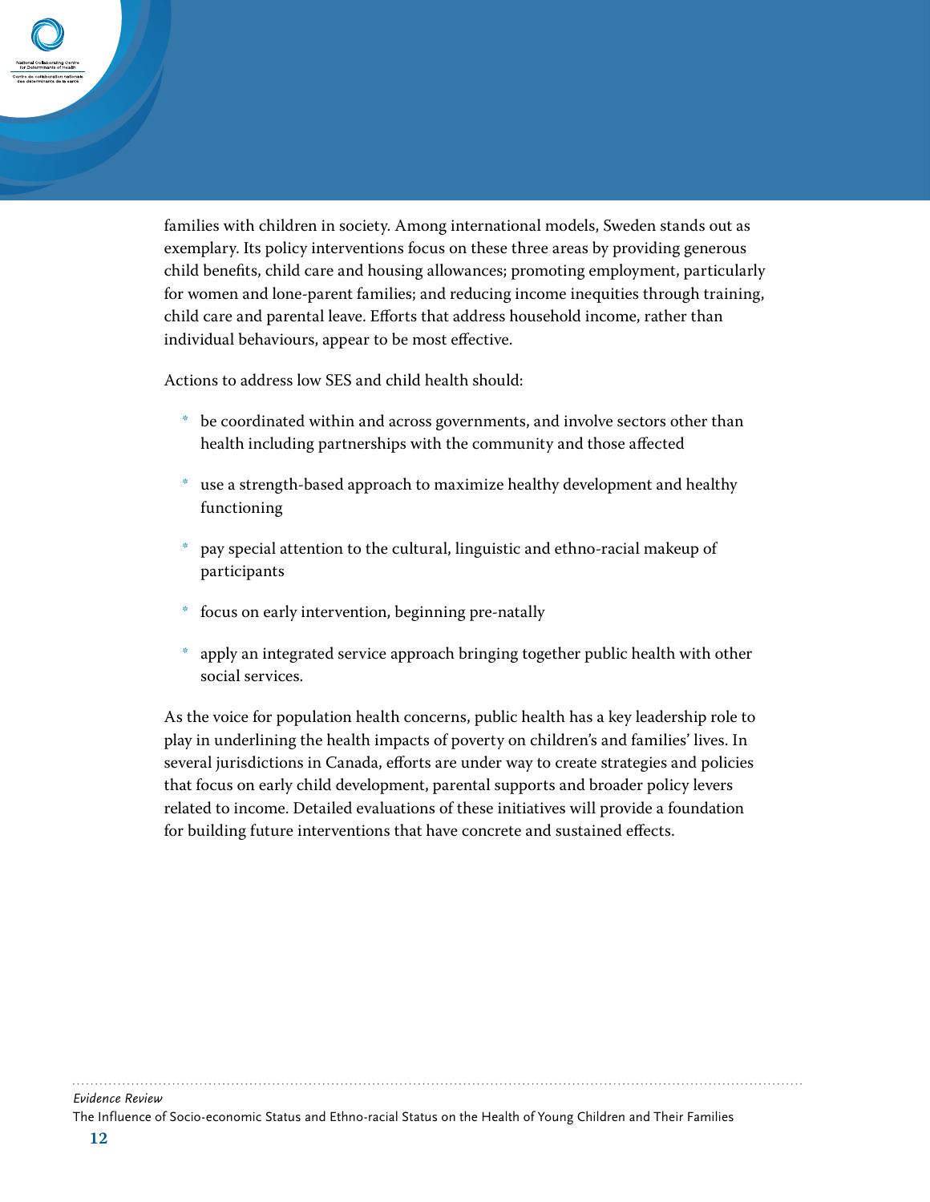families with children in society. Among international models, Sweden stands out as exemplary. Its policy interventions focus on these three areas by providing generous child benefits, child care and housing allowances; promoting employment, particularly for women and lone-parent families; and reducing income inequities through training, child care and parental leave. Efforts that address household income, rather than individual behaviours, appear to be most effective.

Actions to address low SES and child health should:

- be coordinated within and across governments, and involve sectors other than health including partnerships with the community and those affected
- use a strength-based approach to maximize healthy development and healthy functioning
- pay special attention to the cultural, linguistic and ethno-racial makeup of participants
- focus on early intervention, beginning pre-natally
- apply an integrated service approach bringing together public health with other social services.

As the voice for population health concerns, public health has a key leadership role to play in underlining the health impacts of poverty on children's and families' lives. In several jurisdictions in Canada, efforts are under way to create strategies and policies that focus on early child development, parental supports and broader policy levers related to income. Detailed evaluations of these initiatives will provide a foundation for building future interventions that have concrete and sustained effects.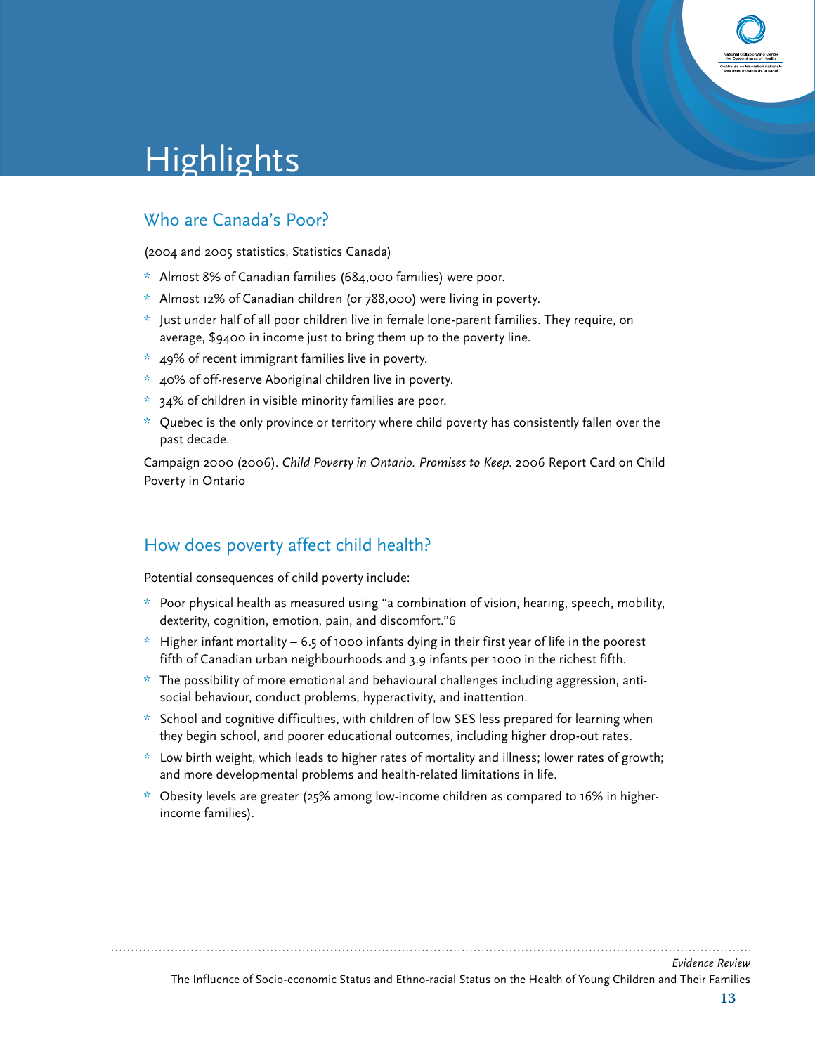# Highlights

## Who are Canada's Poor?

(2004 and 2005 statistics, Statistics Canada)

* Almost 8% of Canadian families (684,000 families) were poor.
* Almost 12% of Canadian children (or 788,000) were living in poverty.
* Just under half of all poor children live in female lone-parent families. They require, on average, $9400 in income just to bring them up to the poverty line.
* 49% of recent immigrant families live in poverty.
* 40% of off-reserve Aboriginal children live in poverty.
* 34% of children in visible minority families are poor.
* Quebec is the only province or territory where child poverty has consistently fallen over the past decade.

Campaign 2000 (2006). *Child Poverty in Ontario. Promises to Keep.* 2006 Report Card on Child Poverty in Ontario

## How does poverty affect child health?

Potential consequences of child poverty include:

* Poor physical health as measured using "a combination of vision, hearing, speech, mobility, dexterity, cognition, emotion, pain, and discomfort."6
* Higher infant mortality – 6.5 of 1000 infants dying in their first year of life in the poorest fifth of Canadian urban neighbourhoods and 3.9 infants per 1000 in the richest fifth.
* The possibility of more emotional and behavioural challenges including aggression, anti-social behaviour, conduct problems, hyperactivity, and inattention.
* School and cognitive difficulties, with children of low SES less prepared for learning when they begin school, and poorer educational outcomes, including higher drop-out rates.
* Low birth weight, which leads to higher rates of mortality and illness; lower rates of growth; and more developmental problems and health-related limitations in life.
* Obesity levels are greater (25% among low-income children as compared to 16% in higher-income families).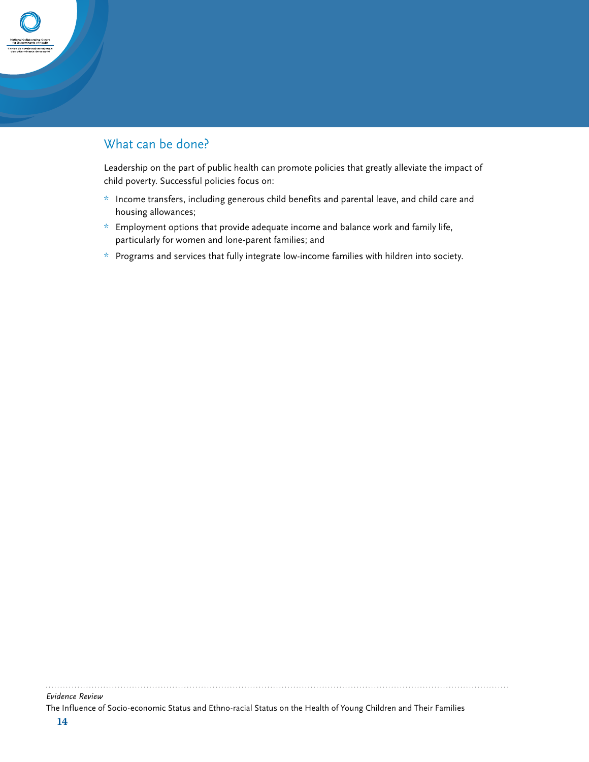## What can be done?

Leadership on the part of public health can promote policies that greatly alleviate the impact of child poverty. Successful policies focus on:

- Income transfers, including generous child benefits and parental leave, and child care and housing allowances;
- Employment options that provide adequate income and balance work and family life, particularly for women and lone-parent families; and
- Programs and services that fully integrate low-income families with hildren into society.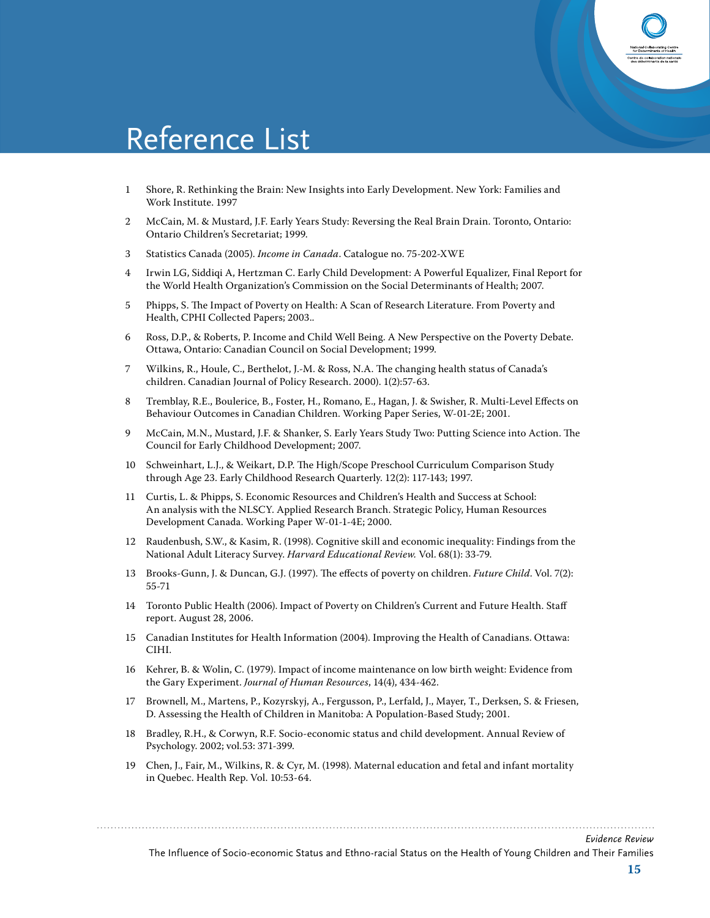# Reference List

1. Shore, R. Rethinking the Brain: New Insights into Early Development. New York: Families and Work Institute. 1997
2. McCain, M. & Mustard, J.F. Early Years Study: Reversing the Real Brain Drain. Toronto, Ontario: Ontario Children's Secretariat; 1999.
3. Statistics Canada (2005). *Income in Canada*. Catalogue no. 75-202-XWE
4. Irwin LG, Siddiqi A, Hertzman C. Early Child Development: A Powerful Equalizer, Final Report for the World Health Organization's Commission on the Social Determinants of Health; 2007.
5. Phipps, S. The Impact of Poverty on Health: A Scan of Research Literature. From Poverty and Health, CPHI Collected Papers; 2003..
6. Ross, D.P., & Roberts, P. Income and Child Well Being. A New Perspective on the Poverty Debate. Ottawa, Ontario: Canadian Council on Social Development; 1999.
7. Wilkins, R., Houle, C., Berthelot, J.-M. & Ross, N.A. The changing health status of Canada's children. Canadian Journal of Policy Research. 2000). 1(2):57-63.
8. Tremblay, R.E., Boulerice, B., Foster, H., Romano, E., Hagan, J. & Swisher, R. Multi-Level Effects on Behaviour Outcomes in Canadian Children. Working Paper Series, W-01-2E; 2001.
9. McCain, M.N., Mustard, J.F. & Shanker, S. Early Years Study Two: Putting Science into Action. The Council for Early Childhood Development; 2007.
10. Schweinhart, L.J., & Weikart, D.P. The High/Scope Preschool Curriculum Comparison Study through Age 23. Early Childhood Research Quarterly. 12(2): 117-143; 1997.
11. Curtis, L. & Phipps, S. Economic Resources and Children's Health and Success at School: An analysis with the NLSCY. Applied Research Branch. Strategic Policy, Human Resources Development Canada. Working Paper W-01-1-4E; 2000.
12. Raudenbush, S.W., & Kasim, R. (1998). Cognitive skill and economic inequality: Findings from the National Adult Literacy Survey. *Harvard Educational Review.* Vol. 68(1): 33-79.
13. Brooks-Gunn, J. & Duncan, G.J. (1997). The effects of poverty on children. *Future Child*. Vol. 7(2): 55-71
14. Toronto Public Health (2006). Impact of Poverty on Children's Current and Future Health. Staff report. August 28, 2006.
15. Canadian Institutes for Health Information (2004). Improving the Health of Canadians. Ottawa: CIHI.
16. Kehrer, B. & Wolin, C. (1979). Impact of income maintenance on low birth weight: Evidence from the Gary Experiment. *Journal of Human Resources*, 14(4), 434-462.
17. Brownell, M., Martens, P., Kozyrskyj, A., Fergusson, P., Lerfald, J., Mayer, T., Derksen, S. & Friesen, D. Assessing the Health of Children in Manitoba: A Population-Based Study; 2001.
18. Bradley, R.H., & Corwyn, R.F. Socio-economic status and child development. Annual Review of Psychology. 2002; vol.53: 371-399.
19. Chen, J., Fair, M., Wilkins, R. & Cyr, M. (1998). Maternal education and fetal and infant mortality in Quebec. Health Rep. Vol. 10:53-64.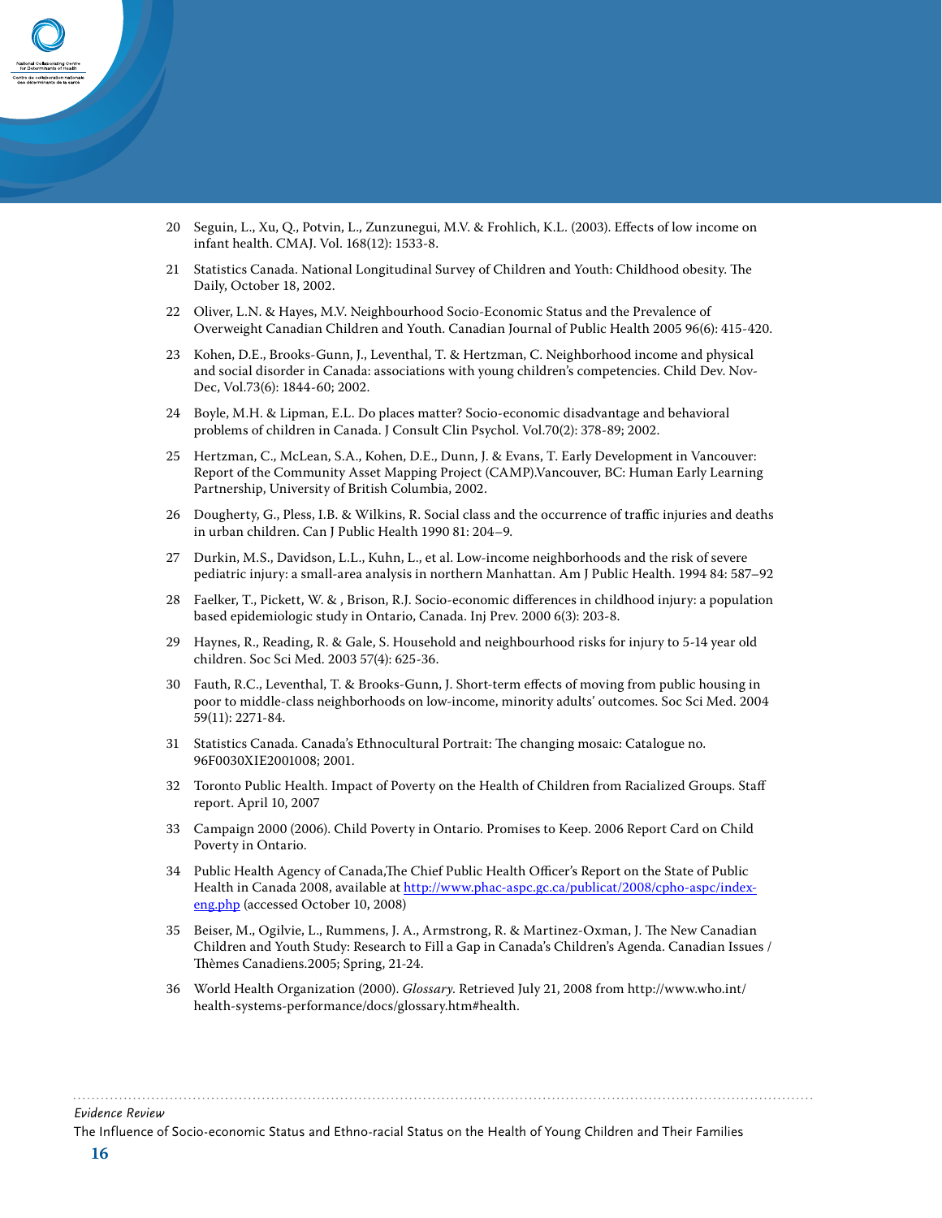20 Seguin, L., Xu, Q., Potvin, L., Zunzunegui, M.V. & Frohlich, K.L. (2003). Effects of low income on infant health. CMAJ. Vol. 168(12): 1533-8.

21 Statistics Canada. National Longitudinal Survey of Children and Youth: Childhood obesity. The Daily, October 18, 2002.

22 Oliver, L.N. & Hayes, M.V. Neighbourhood Socio-Economic Status and the Prevalence of Overweight Canadian Children and Youth. Canadian Journal of Public Health 2005 96(6): 415-420.

23 Kohen, D.E., Brooks-Gunn, J., Leventhal, T. & Hertzman, C. Neighborhood income and physical and social disorder in Canada: associations with young children's competencies. Child Dev. Nov-Dec, Vol.73(6): 1844-60; 2002.

24 Boyle, M.H. & Lipman, E.L. Do places matter? Socio-economic disadvantage and behavioral problems of children in Canada. J Consult Clin Psychol. Vol.70(2): 378-89; 2002.

25 Hertzman, C., McLean, S.A., Kohen, D.E., Dunn, J. & Evans, T. Early Development in Vancouver: Report of the Community Asset Mapping Project (CAMP).Vancouver, BC: Human Early Learning Partnership, University of British Columbia, 2002.

26 Dougherty, G., Pless, I.B. & Wilkins, R. Social class and the occurrence of traffic injuries and deaths in urban children. Can J Public Health 1990 81: 204–9.

27 Durkin, M.S., Davidson, L.L., Kuhn, L., et al. Low-income neighborhoods and the risk of severe pediatric injury: a small-area analysis in northern Manhattan. Am J Public Health. 1994 84: 587–92

28 Faelker, T., Pickett, W. & , Brison, R.J. Socio-economic differences in childhood injury: a population based epidemiologic study in Ontario, Canada. Inj Prev. 2000 6(3): 203-8.

29 Haynes, R., Reading, R. & Gale, S. Household and neighbourhood risks for injury to 5-14 year old children. Soc Sci Med. 2003 57(4): 625-36.

30 Fauth, R.C., Leventhal, T. & Brooks-Gunn, J. Short-term effects of moving from public housing in poor to middle-class neighborhoods on low-income, minority adults' outcomes. Soc Sci Med. 2004 59(11): 2271-84.

31 Statistics Canada. Canada's Ethnocultural Portrait: The changing mosaic: Catalogue no. 96F0030XIE2001008; 2001.

32 Toronto Public Health. Impact of Poverty on the Health of Children from Racialized Groups. Staff report. April 10, 2007

33 Campaign 2000 (2006). Child Poverty in Ontario. Promises to Keep. 2006 Report Card on Child Poverty in Ontario.

34 Public Health Agency of Canada,The Chief Public Health Officer's Report on the State of Public Health in Canada 2008, available at http://www.phac-aspc.gc.ca/publicat/2008/cpho-aspc/index-eng.php (accessed October 10, 2008)

35 Beiser, M., Ogilvie, L., Rummens, J. A., Armstrong, R. & Martinez-Oxman, J. The New Canadian Children and Youth Study: Research to Fill a Gap in Canada's Children's Agenda. Canadian Issues / Thèmes Canadiens.2005; Spring, 21-24.

36 World Health Organization (2000). *Glossary.* Retrieved July 21, 2008 from http://www.who.int/health-systems-performance/docs/glossary.htm#health.